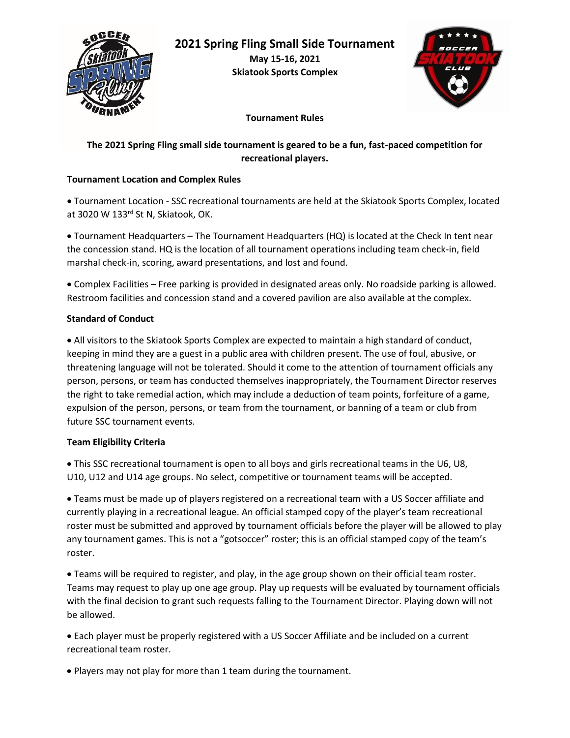# 2021 Spring Fling Small Side Tournament

**May 15-16, 2021**
**Skiatook Sports Complex**

**Tournament Rules**

**The 2021 Spring Fling small side tournament is geared to be a fun, fast-paced competition for recreational players.**

### Tournament Location and Complex Rules

- Tournament Location - SSC recreational tournaments are held at the Skiatook Sports Complex, located at 3020 W 133rd St N, Skiatook, OK.

- Tournament Headquarters – The Tournament Headquarters (HQ) is located at the Check In tent near the concession stand. HQ is the location of all tournament operations including team check-in, field marshal check-in, scoring, award presentations, and lost and found.

- Complex Facilities – Free parking is provided in designated areas only. No roadside parking is allowed. Restroom facilities and concession stand and a covered pavilion are also available at the complex.

### Standard of Conduct

- All visitors to the Skiatook Sports Complex are expected to maintain a high standard of conduct, keeping in mind they are a guest in a public area with children present. The use of foul, abusive, or threatening language will not be tolerated. Should it come to the attention of tournament officials any person, persons, or team has conducted themselves inappropriately, the Tournament Director reserves the right to take remedial action, which may include a deduction of team points, forfeiture of a game, expulsion of the person, persons, or team from the tournament, or banning of a team or club from future SSC tournament events.

### Team Eligibility Criteria

- This SSC recreational tournament is open to all boys and girls recreational teams in the U6, U8, U10, U12 and U14 age groups. No select, competitive or tournament teams will be accepted.

- Teams must be made up of players registered on a recreational team with a US Soccer affiliate and currently playing in a recreational league. An official stamped copy of the player's team recreational roster must be submitted and approved by tournament officials before the player will be allowed to play any tournament games. This is not a "gotsoccer" roster; this is an official stamped copy of the team's roster.

- Teams will be required to register, and play, in the age group shown on their official team roster. Teams may request to play up one age group. Play up requests will be evaluated by tournament officials with the final decision to grant such requests falling to the Tournament Director. Playing down will not be allowed.

- Each player must be properly registered with a US Soccer Affiliate and be included on a current recreational team roster.

- Players may not play for more than 1 team during the tournament.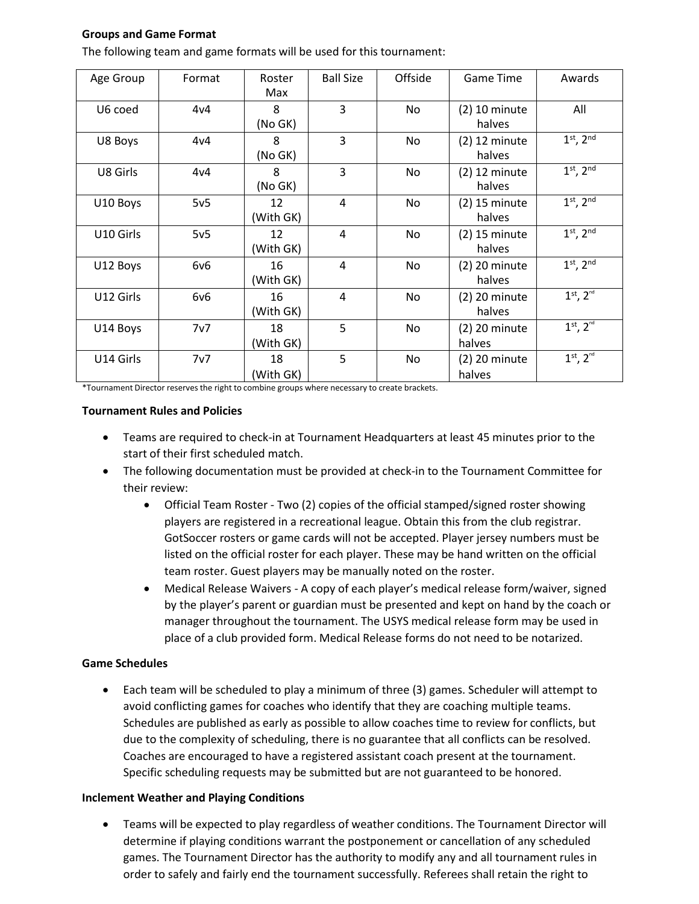**Groups and Game Format**

The following team and game formats will be used for this tournament:

| Age Group | Format | Roster Max | Ball Size | Offside | Game Time | Awards |
|---|---|---|---|---|---|---|
| U6 coed | 4v4 | 8 (No GK) | 3 | No | (2) 10 minute halves | All |
| U8 Boys | 4v4 | 8 (No GK) | 3 | No | (2) 12 minute halves | 1st, 2nd |
| U8 Girls | 4v4 | 8 (No GK) | 3 | No | (2) 12 minute halves | 1st, 2nd |
| U10 Boys | 5v5 | 12 (With GK) | 4 | No | (2) 15 minute halves | 1st, 2nd |
| U10 Girls | 5v5 | 12 (With GK) | 4 | No | (2) 15 minute halves | 1st, 2nd |
| U12 Boys | 6v6 | 16 (With GK) | 4 | No | (2) 20 minute halves | 1st, 2nd |
| U12 Girls | 6v6 | 16 (With GK) | 4 | No | (2) 20 minute halves | 1st, 2nd |
| U14 Boys | 7v7 | 18 (With GK) | 5 | No | (2) 20 minute halves | 1st, 2nd |
| U14 Girls | 7v7 | 18 (With GK) | 5 | No | (2) 20 minute halves | 1st, 2nd |

*Tournament Director reserves the right to combine groups where necessary to create brackets.

**Tournament Rules and Policies**

- Teams are required to check-in at Tournament Headquarters at least 45 minutes prior to the start of their first scheduled match.
- The following documentation must be provided at check-in to the Tournament Committee for their review:
  - Official Team Roster - Two (2) copies of the official stamped/signed roster showing players are registered in a recreational league. Obtain this from the club registrar. GotSoccer rosters or game cards will not be accepted. Player jersey numbers must be listed on the official roster for each player. These may be hand written on the official team roster. Guest players may be manually noted on the roster.
  - Medical Release Waivers - A copy of each player's medical release form/waiver, signed by the player's parent or guardian must be presented and kept on hand by the coach or manager throughout the tournament. The USYS medical release form may be used in place of a club provided form. Medical Release forms do not need to be notarized.

**Game Schedules**

- Each team will be scheduled to play a minimum of three (3) games. Scheduler will attempt to avoid conflicting games for coaches who identify that they are coaching multiple teams. Schedules are published as early as possible to allow coaches time to review for conflicts, but due to the complexity of scheduling, there is no guarantee that all conflicts can be resolved. Coaches are encouraged to have a registered assistant coach present at the tournament. Specific scheduling requests may be submitted but are not guaranteed to be honored.

**Inclement Weather and Playing Conditions**

- Teams will be expected to play regardless of weather conditions. The Tournament Director will determine if playing conditions warrant the postponement or cancellation of any scheduled games. The Tournament Director has the authority to modify any and all tournament rules in order to safely and fairly end the tournament successfully. Referees shall retain the right to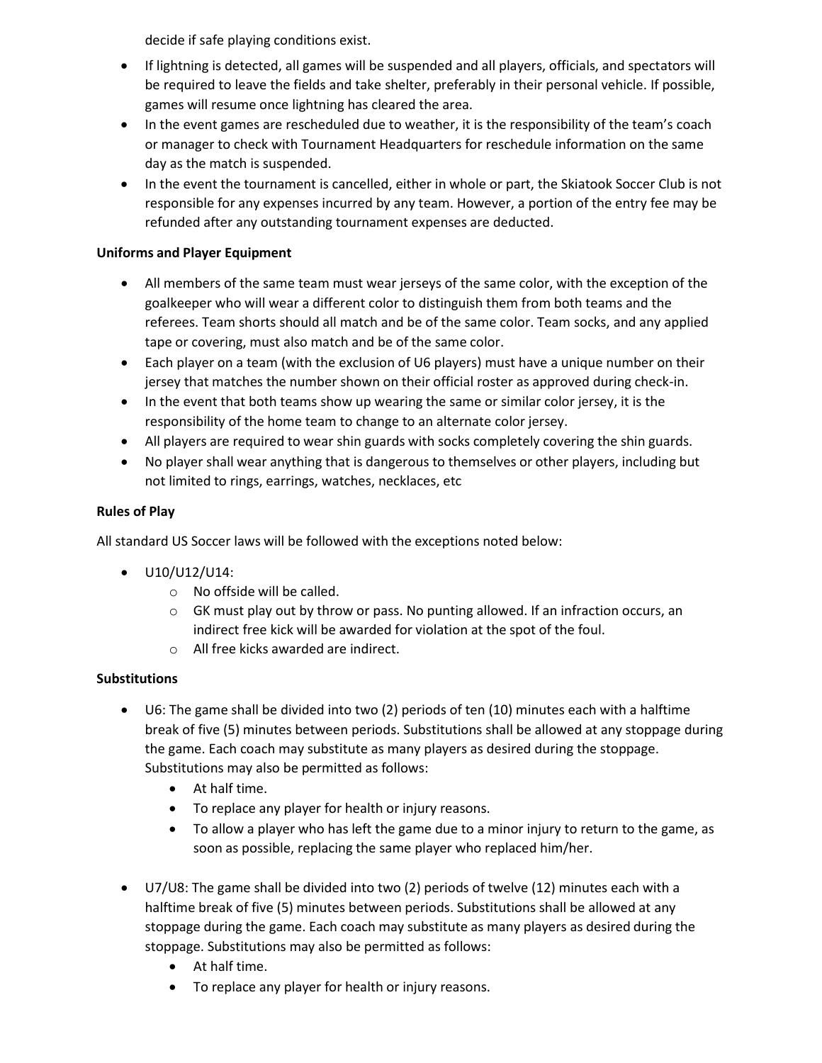decide if safe playing conditions exist.

- If lightning is detected, all games will be suspended and all players, officials, and spectators will be required to leave the fields and take shelter, preferably in their personal vehicle. If possible, games will resume once lightning has cleared the area.
- In the event games are rescheduled due to weather, it is the responsibility of the team's coach or manager to check with Tournament Headquarters for reschedule information on the same day as the match is suspended.
- In the event the tournament is cancelled, either in whole or part, the Skiatook Soccer Club is not responsible for any expenses incurred by any team. However, a portion of the entry fee may be refunded after any outstanding tournament expenses are deducted.

**Uniforms and Player Equipment**

- All members of the same team must wear jerseys of the same color, with the exception of the goalkeeper who will wear a different color to distinguish them from both teams and the referees. Team shorts should all match and be of the same color. Team socks, and any applied tape or covering, must also match and be of the same color.
- Each player on a team (with the exclusion of U6 players) must have a unique number on their jersey that matches the number shown on their official roster as approved during check-in.
- In the event that both teams show up wearing the same or similar color jersey, it is the responsibility of the home team to change to an alternate color jersey.
- All players are required to wear shin guards with socks completely covering the shin guards.
- No player shall wear anything that is dangerous to themselves or other players, including but not limited to rings, earrings, watches, necklaces, etc

**Rules of Play**

All standard US Soccer laws will be followed with the exceptions noted below:

- U10/U12/U14:
  - No offside will be called.
  - GK must play out by throw or pass. No punting allowed. If an infraction occurs, an indirect free kick will be awarded for violation at the spot of the foul.
  - All free kicks awarded are indirect.

**Substitutions**

- U6: The game shall be divided into two (2) periods of ten (10) minutes each with a halftime break of five (5) minutes between periods. Substitutions shall be allowed at any stoppage during the game. Each coach may substitute as many players as desired during the stoppage. Substitutions may also be permitted as follows:
  - At half time.
  - To replace any player for health or injury reasons.
  - To allow a player who has left the game due to a minor injury to return to the game, as soon as possible, replacing the same player who replaced him/her.

- U7/U8: The game shall be divided into two (2) periods of twelve (12) minutes each with a halftime break of five (5) minutes between periods. Substitutions shall be allowed at any stoppage during the game. Each coach may substitute as many players as desired during the stoppage. Substitutions may also be permitted as follows:
  - At half time.
  - To replace any player for health or injury reasons.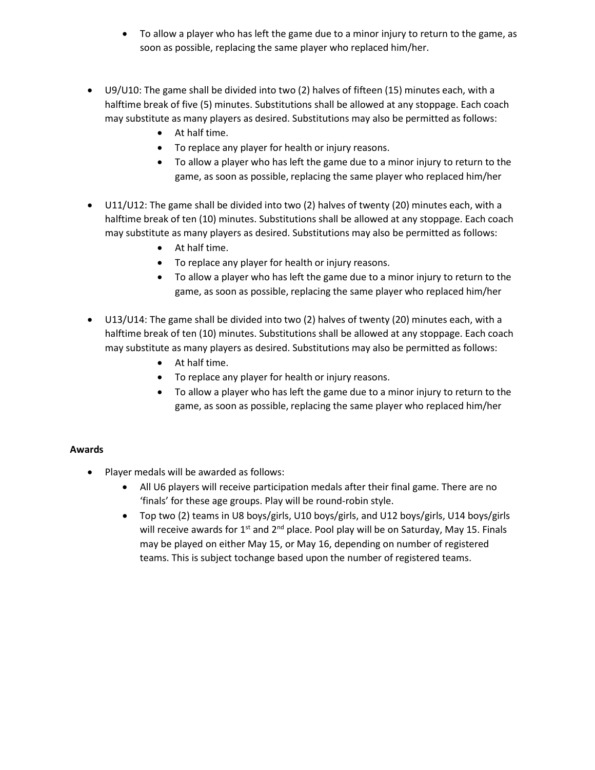- To allow a player who has left the game due to a minor injury to return to the game, as soon as possible, replacing the same player who replaced him/her.

- U9/U10: The game shall be divided into two (2) halves of fifteen (15) minutes each, with a halftime break of five (5) minutes. Substitutions shall be allowed at any stoppage. Each coach may substitute as many players as desired. Substitutions may also be permitted as follows:
    - At half time.
    - To replace any player for health or injury reasons.
    - To allow a player who has left the game due to a minor injury to return to the game, as soon as possible, replacing the same player who replaced him/her

- U11/U12: The game shall be divided into two (2) halves of twenty (20) minutes each, with a halftime break of ten (10) minutes. Substitutions shall be allowed at any stoppage. Each coach may substitute as many players as desired. Substitutions may also be permitted as follows:
    - At half time.
    - To replace any player for health or injury reasons.
    - To allow a player who has left the game due to a minor injury to return to the game, as soon as possible, replacing the same player who replaced him/her

- U13/U14: The game shall be divided into two (2) halves of twenty (20) minutes each, with a halftime break of ten (10) minutes. Substitutions shall be allowed at any stoppage. Each coach may substitute as many players as desired. Substitutions may also be permitted as follows:
    - At half time.
    - To replace any player for health or injury reasons.
    - To allow a player who has left the game due to a minor injury to return to the game, as soon as possible, replacing the same player who replaced him/her

**Awards**

- Player medals will be awarded as follows:
    - All U6 players will receive participation medals after their final game. There are no 'finals' for these age groups. Play will be round-robin style.
    - Top two (2) teams in U8 boys/girls, U10 boys/girls, and U12 boys/girls, U14 boys/girls will receive awards for 1st and 2nd place. Pool play will be on Saturday, May 15. Finals may be played on either May 15, or May 16, depending on number of registered teams. This is subject tochange based upon the number of registered teams.